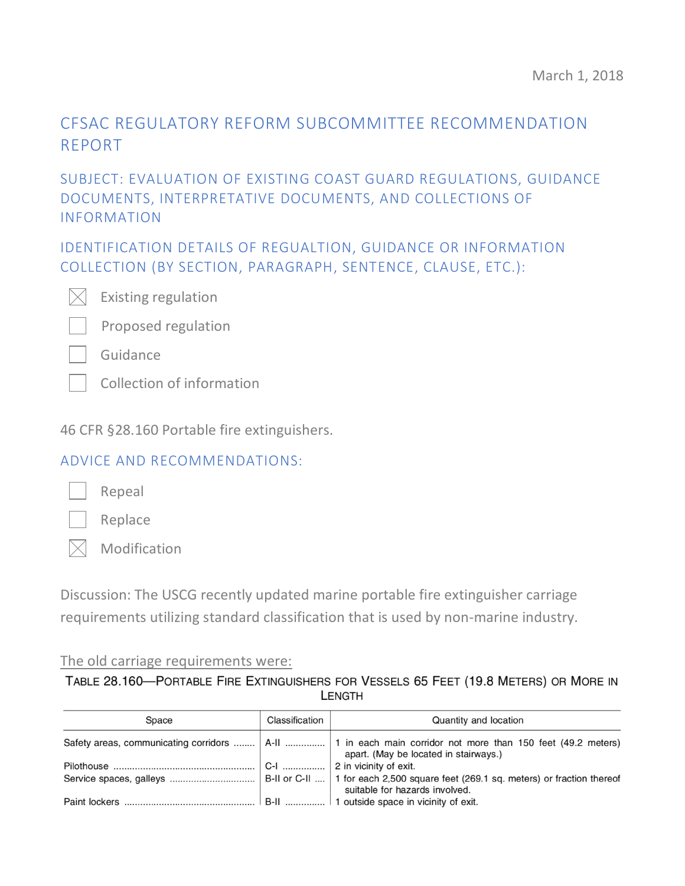March 1, 2018

# CFSAC REGULATORY REFORM SUBCOMMITTEE RECOMMENDATION REPORT

## SUBJECT: EVALUATION OF EXISTING COAST GUARD REGULATIONS, GUIDANCE DOCUMENTS, INTERPRETATIVE DOCUMENTS, AND COLLECTIONS OF INFORMATION

## IDENTIFICATION DETAILS OF REGUALTION, GUIDANCE OR INFORMATION COLLECTION (BY SECTION, PARAGRAPH, SENTENCE, CLAUSE, ETC.):

- [x] Existing regulation
- [ ] Proposed regulation
- [ ] Guidance
- [ ] Collection of information

46 CFR §28.160 Portable fire extinguishers.

## ADVICE AND RECOMMENDATIONS:

- [ ] Repeal
- [ ] Replace
- [x] Modification

Discussion: The USCG recently updated marine portable fire extinguisher carriage requirements utilizing standard classification that is used by non-marine industry.

The old carriage requirements were:

TABLE 28.160—PORTABLE FIRE EXTINGUISHERS FOR VESSELS 65 FEET (19.8 METERS) OR MORE IN LENGTH

| Space | Classification | Quantity and location |
|---|---|---|
| Safety areas, communicating corridors | A-II | 1 in each main corridor not more than 150 feet (49.2 meters) apart. (May be located in stairways.) |
| Pilothouse | C-I | 2 in vicinity of exit. |
| Service spaces, galleys | B-II or C-II | 1 for each 2,500 square feet (269.1 sq. meters) or fraction thereof suitable for hazards involved. |
| Paint lockers | B-II | 1 outside space in vicinity of exit. |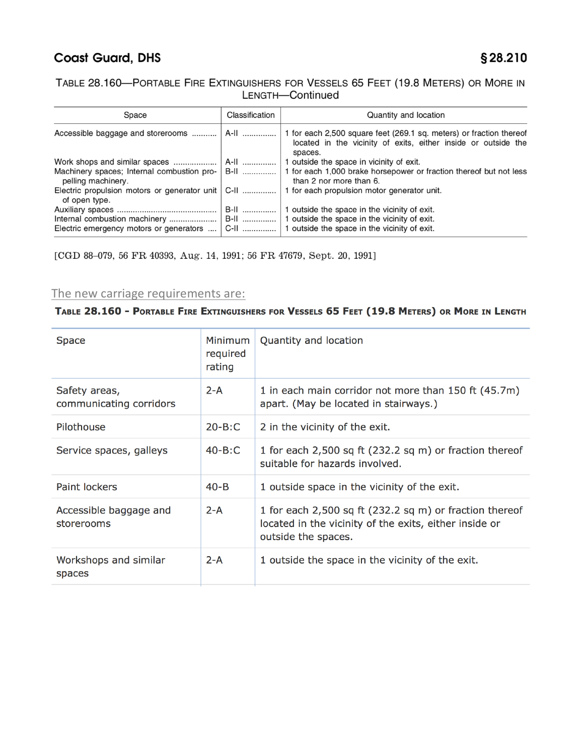TABLE 28.160—PORTABLE FIRE EXTINGUISHERS FOR VESSELS 65 FEET (19.8 METERS) OR MORE IN LENGTH—Continued

| Space | Classification | Quantity and location |
| --- | --- | --- |
| Accessible baggage and storerooms | A-II | 1 for each 2,500 square feet (269.1 sq. meters) or fraction thereof located in the vicinity of exits, either inside or outside the spaces. |
| Work shops and similar spaces | A-II | 1 outside the space in vicinity of exit. |
| Machinery spaces; Internal combustion propelling machinery. | B-II | 1 for each 1,000 brake horsepower or fraction thereof but not less than 2 nor more than 6. |
| Electric propulsion motors or generator unit of open type. | C-II | 1 for each propulsion motor generator unit. |
| Auxiliary spaces | B-II | 1 outside the space in the vicinity of exit. |
| Internal combustion machinery | B-II | 1 outside the space in the vicinity of exit. |
| Electric emergency motors or generators | C-II | 1 outside the space in the vicinity of exit. |

[CGD 88–079, 56 FR 40393, Aug. 14, 1991; 56 FR 47679, Sept. 20, 1991]

The new carriage requirements are:

**TABLE 28.160 - PORTABLE FIRE EXTINGUISHERS FOR VESSELS 65 FEET (19.8 METERS) OR MORE IN LENGTH**

| Space | Minimum required rating | Quantity and location |
| --- | --- | --- |
| Safety areas, communicating corridors | 2-A | 1 in each main corridor not more than 150 ft (45.7m) apart. (May be located in stairways.) |
| Pilothouse | 20-B:C | 2 in the vicinity of the exit. |
| Service spaces, galleys | 40-B:C | 1 for each 2,500 sq ft (232.2 sq m) or fraction thereof suitable for hazards involved. |
| Paint lockers | 40-B | 1 outside space in the vicinity of the exit. |
| Accessible baggage and storerooms | 2-A | 1 for each 2,500 sq ft (232.2 sq m) or fraction thereof located in the vicinity of the exits, either inside or outside the spaces. |
| Workshops and similar spaces | 2-A | 1 outside the space in the vicinity of the exit. |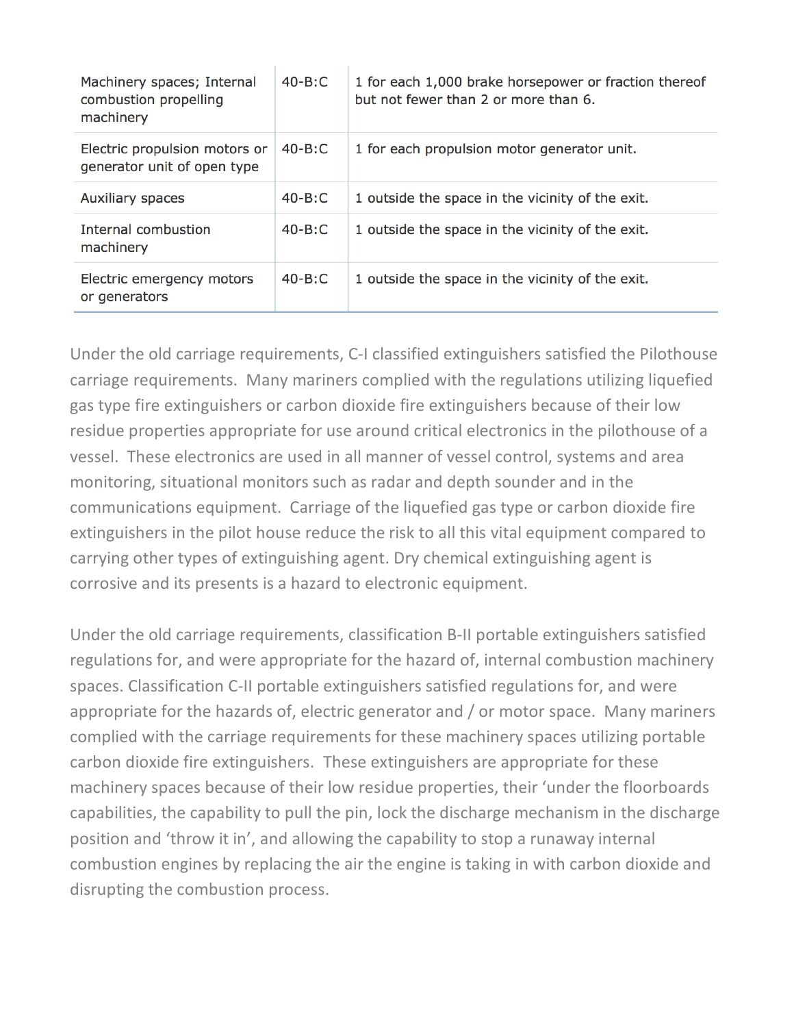| Machinery spaces; Internal combustion propelling machinery | 40-B:C | 1 for each 1,000 brake horsepower or fraction thereof but not fewer than 2 or more than 6. |
|---|---|---|
| Electric propulsion motors or generator unit of open type | 40-B:C | 1 for each propulsion motor generator unit. |
| Auxiliary spaces | 40-B:C | 1 outside the space in the vicinity of the exit. |
| Internal combustion machinery | 40-B:C | 1 outside the space in the vicinity of the exit. |
| Electric emergency motors or generators | 40-B:C | 1 outside the space in the vicinity of the exit. |

Under the old carriage requirements, C-I classified extinguishers satisfied the Pilothouse carriage requirements. Many mariners complied with the regulations utilizing liquefied gas type fire extinguishers or carbon dioxide fire extinguishers because of their low residue properties appropriate for use around critical electronics in the pilothouse of a vessel. These electronics are used in all manner of vessel control, systems and area monitoring, situational monitors such as radar and depth sounder and in the communications equipment. Carriage of the liquefied gas type or carbon dioxide fire extinguishers in the pilot house reduce the risk to all this vital equipment compared to carrying other types of extinguishing agent. Dry chemical extinguishing agent is corrosive and its presents is a hazard to electronic equipment.

Under the old carriage requirements, classification B-II portable extinguishers satisfied regulations for, and were appropriate for the hazard of, internal combustion machinery spaces. Classification C-II portable extinguishers satisfied regulations for, and were appropriate for the hazards of, electric generator and / or motor space. Many mariners complied with the carriage requirements for these machinery spaces utilizing portable carbon dioxide fire extinguishers. These extinguishers are appropriate for these machinery spaces because of their low residue properties, their 'under the floorboards capabilities, the capability to pull the pin, lock the discharge mechanism in the discharge position and 'throw it in', and allowing the capability to stop a runaway internal combustion engines by replacing the air the engine is taking in with carbon dioxide and disrupting the combustion process.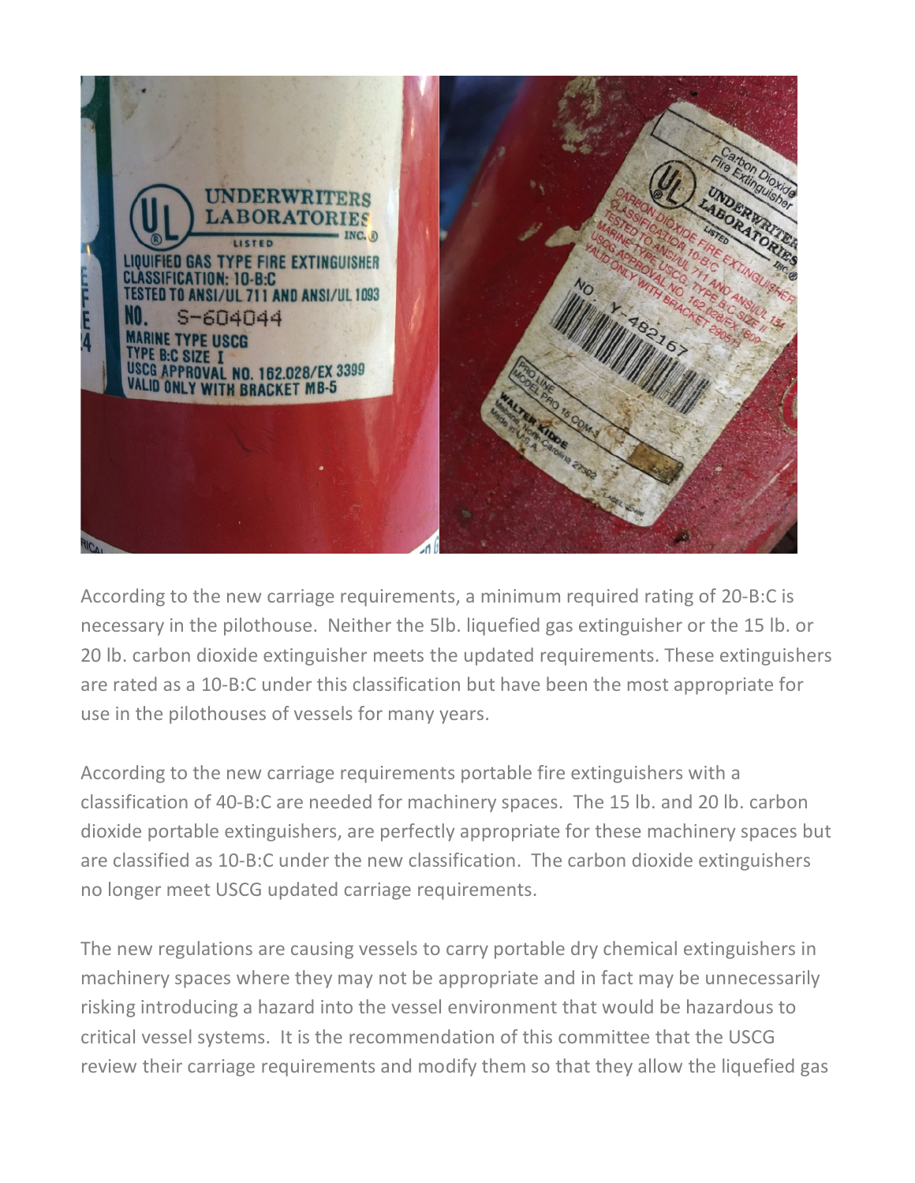According to the new carriage requirements, a minimum required rating of 20-B:C is necessary in the pilothouse. Neither the 5lb. liquefied gas extinguisher or the 15 lb. or 20 lb. carbon dioxide extinguisher meets the updated requirements. These extinguishers are rated as a 10-B:C under this classification but have been the most appropriate for use in the pilothouses of vessels for many years.

According to the new carriage requirements portable fire extinguishers with a classification of 40-B:C are needed for machinery spaces. The 15 lb. and 20 lb. carbon dioxide portable extinguishers, are perfectly appropriate for these machinery spaces but are classified as 10-B:C under the new classification. The carbon dioxide extinguishers no longer meet USCG updated carriage requirements.

The new regulations are causing vessels to carry portable dry chemical extinguishers in machinery spaces where they may not be appropriate and in fact may be unnecessarily risking introducing a hazard into the vessel environment that would be hazardous to critical vessel systems. It is the recommendation of this committee that the USCG review their carriage requirements and modify them so that they allow the liquefied gas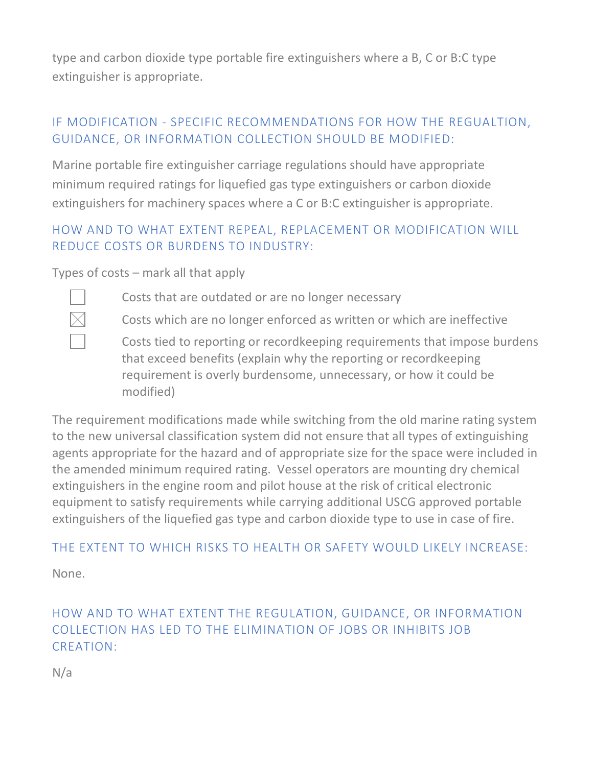type and carbon dioxide type portable fire extinguishers where a B, C or B:C type extinguisher is appropriate.

## IF MODIFICATION - SPECIFIC RECOMMENDATIONS FOR HOW THE REGUALTION, GUIDANCE, OR INFORMATION COLLECTION SHOULD BE MODIFIED:

Marine portable fire extinguisher carriage regulations should have appropriate minimum required ratings for liquefied gas type extinguishers or carbon dioxide extinguishers for machinery spaces where a C or B:C extinguisher is appropriate.

## HOW AND TO WHAT EXTENT REPEAL, REPLACEMENT OR MODIFICATION WILL REDUCE COSTS OR BURDENS TO INDUSTRY:

Types of costs – mark all that apply

- [ ] Costs that are outdated or are no longer necessary
- [x] Costs which are no longer enforced as written or which are ineffective
- [ ] Costs tied to reporting or recordkeeping requirements that impose burdens that exceed benefits (explain why the reporting or recordkeeping requirement is overly burdensome, unnecessary, or how it could be modified)

The requirement modifications made while switching from the old marine rating system to the new universal classification system did not ensure that all types of extinguishing agents appropriate for the hazard and of appropriate size for the space were included in the amended minimum required rating. Vessel operators are mounting dry chemical extinguishers in the engine room and pilot house at the risk of critical electronic equipment to satisfy requirements while carrying additional USCG approved portable extinguishers of the liquefied gas type and carbon dioxide type to use in case of fire.

## THE EXTENT TO WHICH RISKS TO HEALTH OR SAFETY WOULD LIKELY INCREASE:

None.

## HOW AND TO WHAT EXTENT THE REGULATION, GUIDANCE, OR INFORMATION COLLECTION HAS LED TO THE ELIMINATION OF JOBS OR INHIBITS JOB CREATION:

N/a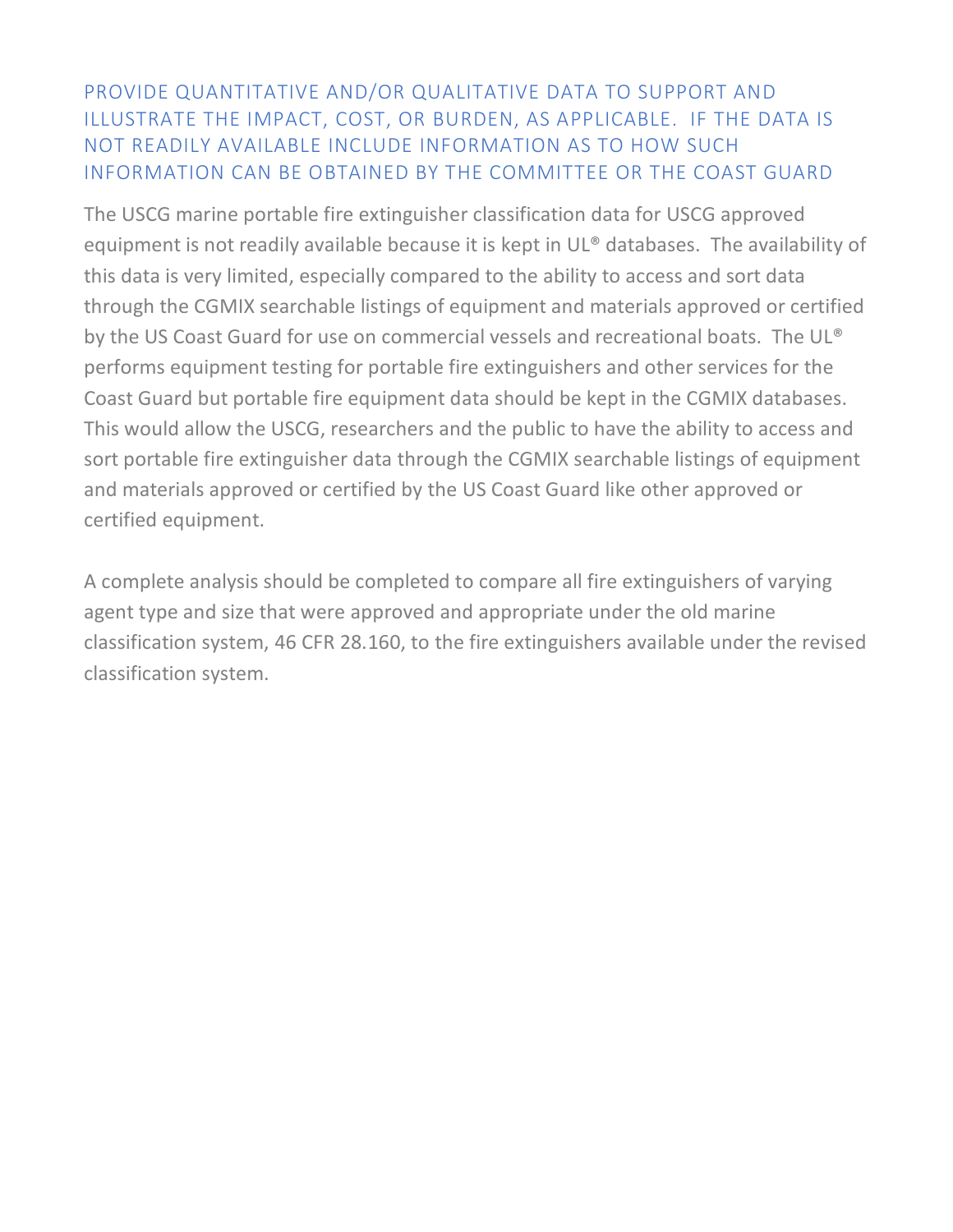## PROVIDE QUANTITATIVE AND/OR QUALITATIVE DATA TO SUPPORT AND ILLUSTRATE THE IMPACT, COST, OR BURDEN, AS APPLICABLE. IF THE DATA IS NOT READILY AVAILABLE INCLUDE INFORMATION AS TO HOW SUCH INFORMATION CAN BE OBTAINED BY THE COMMITTEE OR THE COAST GUARD

The USCG marine portable fire extinguisher classification data for USCG approved equipment is not readily available because it is kept in UL® databases. The availability of this data is very limited, especially compared to the ability to access and sort data through the CGMIX searchable listings of equipment and materials approved or certified by the US Coast Guard for use on commercial vessels and recreational boats. The UL® performs equipment testing for portable fire extinguishers and other services for the Coast Guard but portable fire equipment data should be kept in the CGMIX databases. This would allow the USCG, researchers and the public to have the ability to access and sort portable fire extinguisher data through the CGMIX searchable listings of equipment and materials approved or certified by the US Coast Guard like other approved or certified equipment.

A complete analysis should be completed to compare all fire extinguishers of varying agent type and size that were approved and appropriate under the old marine classification system, 46 CFR 28.160, to the fire extinguishers available under the revised classification system.